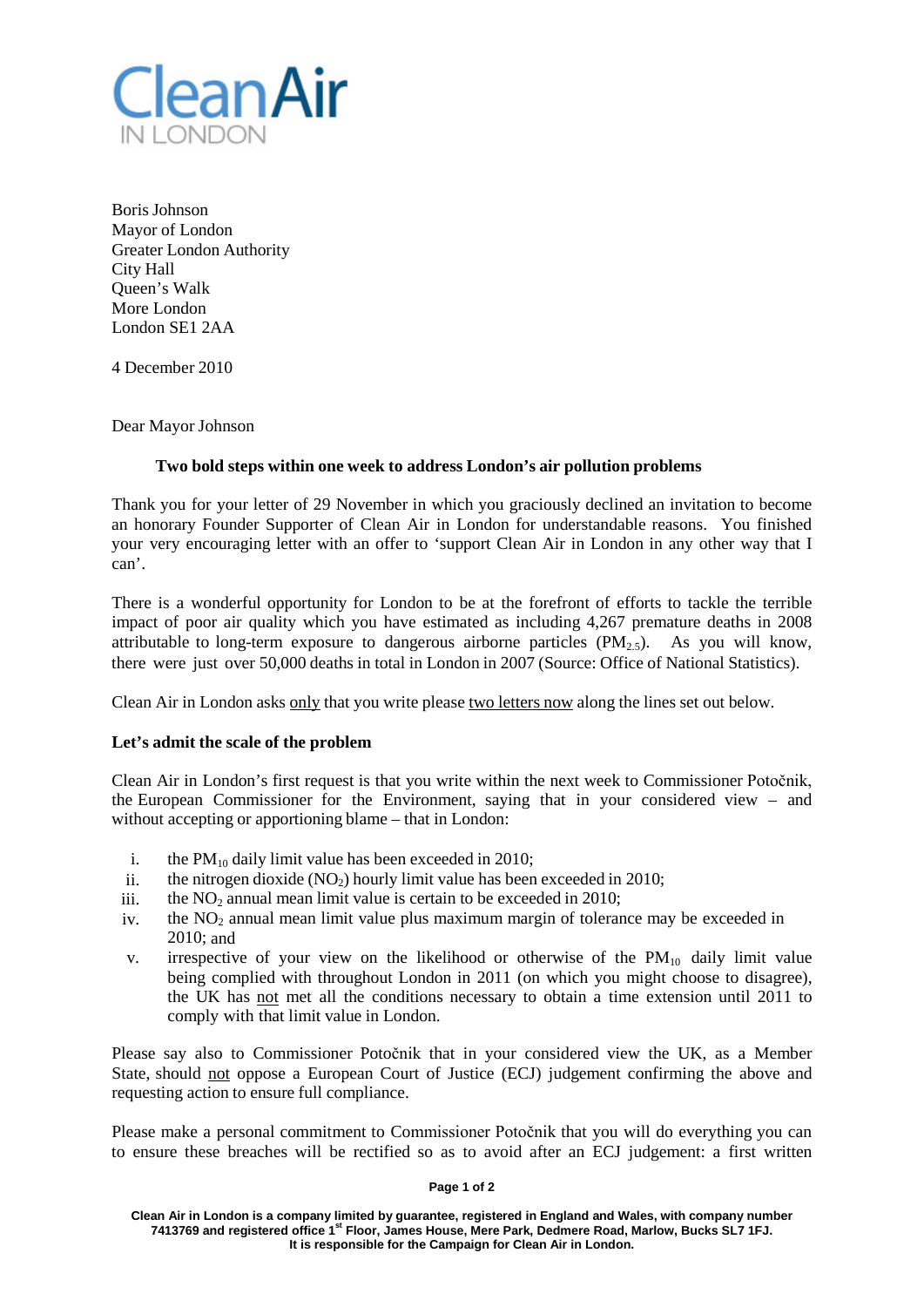Clean Air
IN LONDON

Boris Johnson
Mayor of London
Greater London Authority
City Hall
Queen's Walk
More London
London SE1 2AA

4 December 2010

Dear Mayor Johnson

**Two bold steps within one week to address London's air pollution problems**

Thank you for your letter of 29 November in which you graciously declined an invitation to become an honorary Founder Supporter of Clean Air in London for understandable reasons. You finished your very encouraging letter with an offer to 'support Clean Air in London in any other way that I can'.

There is a wonderful opportunity for London to be at the forefront of efforts to tackle the terrible impact of poor air quality which you have estimated as including 4,267 premature deaths in 2008 attributable to long-term exposure to dangerous airborne particles ($PM_{2.5}$). As you will know, there were just over 50,000 deaths in total in London in 2007 (Source: Office of National Statistics).

Clean Air in London asks only that you write please two letters now along the lines set out below.

**Let's admit the scale of the problem**

Clean Air in London's first request is that you write within the next week to Commissioner Potočnik, the European Commissioner for the Environment, saying that in your considered view – and without accepting or apportioning blame – that in London:

i. the $PM_{10}$ daily limit value has been exceeded in 2010;
ii. the nitrogen dioxide ($NO_2$) hourly limit value has been exceeded in 2010;
iii. the $NO_2$ annual mean limit value is certain to be exceeded in 2010;
iv. the $NO_2$ annual mean limit value plus maximum margin of tolerance may be exceeded in 2010; and
v. irrespective of your view on the likelihood or otherwise of the $PM_{10}$ daily limit value being complied with throughout London in 2011 (on which you might choose to disagree), the UK has not met all the conditions necessary to obtain a time extension until 2011 to comply with that limit value in London.

Please say also to Commissioner Potočnik that in your considered view the UK, as a Member State, should not oppose a European Court of Justice (ECJ) judgement confirming the above and requesting action to ensure full compliance.

Please make a personal commitment to Commissioner Potočnik that you will do everything you can to ensure these breaches will be rectified so as to avoid after an ECJ judgement: a first written

Clean Air in London is a company limited by guarantee, registered in England and Wales, with company number 7413769 and registered office 1st Floor, James House, Mere Park, Dedmere Road, Marlow, Bucks SL7 1FJ. It is responsible for the Campaign for Clean Air in London.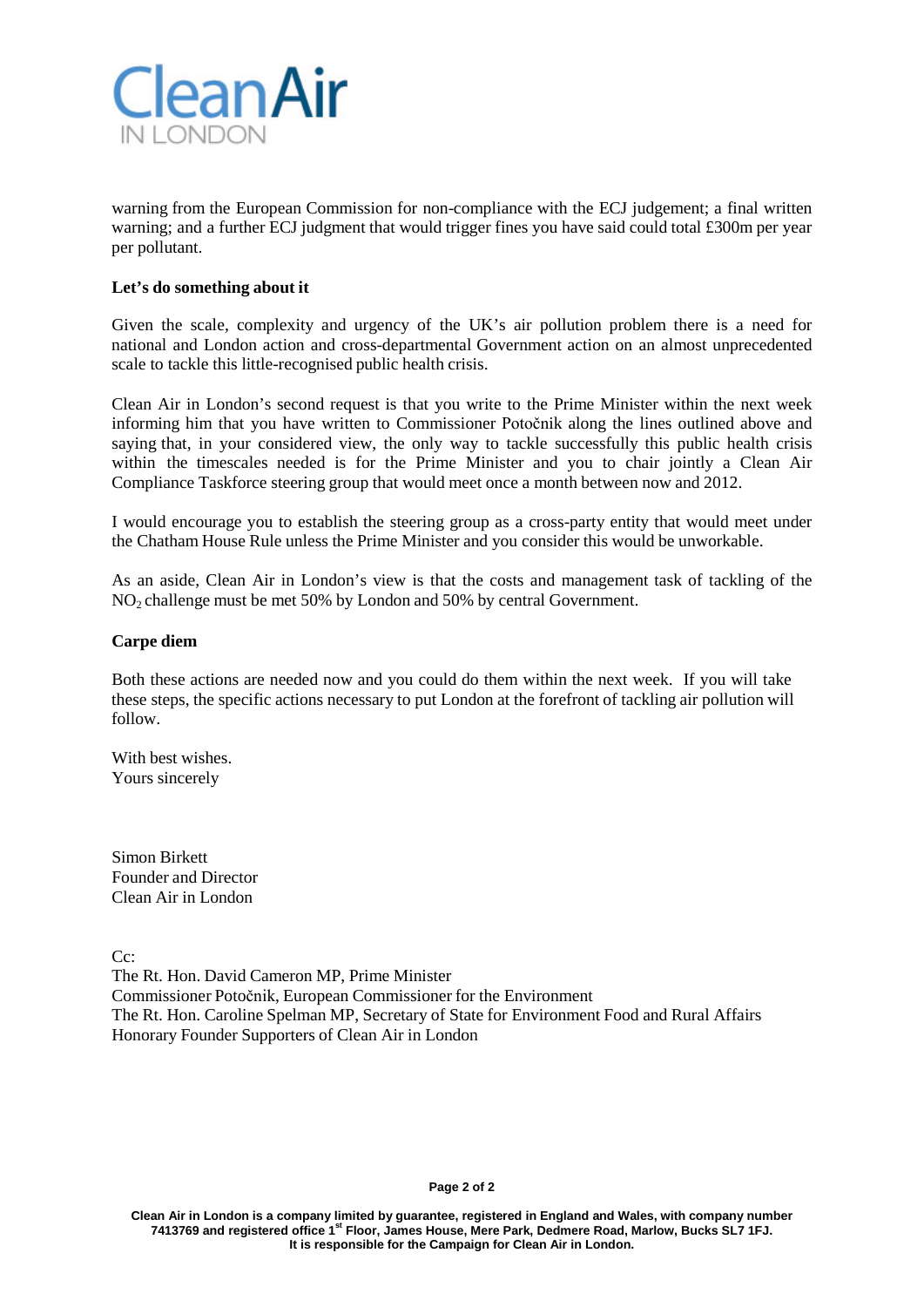warning from the European Commission for non-compliance with the ECJ judgement; a final written warning; and a further ECJ judgment that would trigger fines you have said could total £300m per year per pollutant.

**Let's do something about it**

Given the scale, complexity and urgency of the UK's air pollution problem there is a need for national and London action and cross-departmental Government action on an almost unprecedented scale to tackle this little-recognised public health crisis.

Clean Air in London's second request is that you write to the Prime Minister within the next week informing him that you have written to Commissioner Potočnik along the lines outlined above and saying that, in your considered view, the only way to tackle successfully this public health crisis within the timescales needed is for the Prime Minister and you to chair jointly a Clean Air Compliance Taskforce steering group that would meet once a month between now and 2012.

I would encourage you to establish the steering group as a cross-party entity that would meet under the Chatham House Rule unless the Prime Minister and you consider this would be unworkable.

As an aside, Clean Air in London's view is that the costs and management task of tackling of the $NO_2$ challenge must be met 50% by London and 50% by central Government.

**Carpe diem**

Both these actions are needed now and you could do them within the next week. If you will take these steps, the specific actions necessary to put London at the forefront of tackling air pollution will follow.

With best wishes.
Yours sincerely

Simon Birkett
Founder and Director
Clean Air in London

Cc:
The Rt. Hon. David Cameron MP, Prime Minister
Commissioner Potočnik, European Commissioner for the Environment
The Rt. Hon. Caroline Spelman MP, Secretary of State for Environment Food and Rural Affairs
Honorary Founder Supporters of Clean Air in London

**Clean Air in London is a company limited by guarantee, registered in England and Wales, with company number 7413769 and registered office 1st Floor, James House, Mere Park, Dedmere Road, Marlow, Bucks SL7 1FJ. It is responsible for the Campaign for Clean Air in London.**